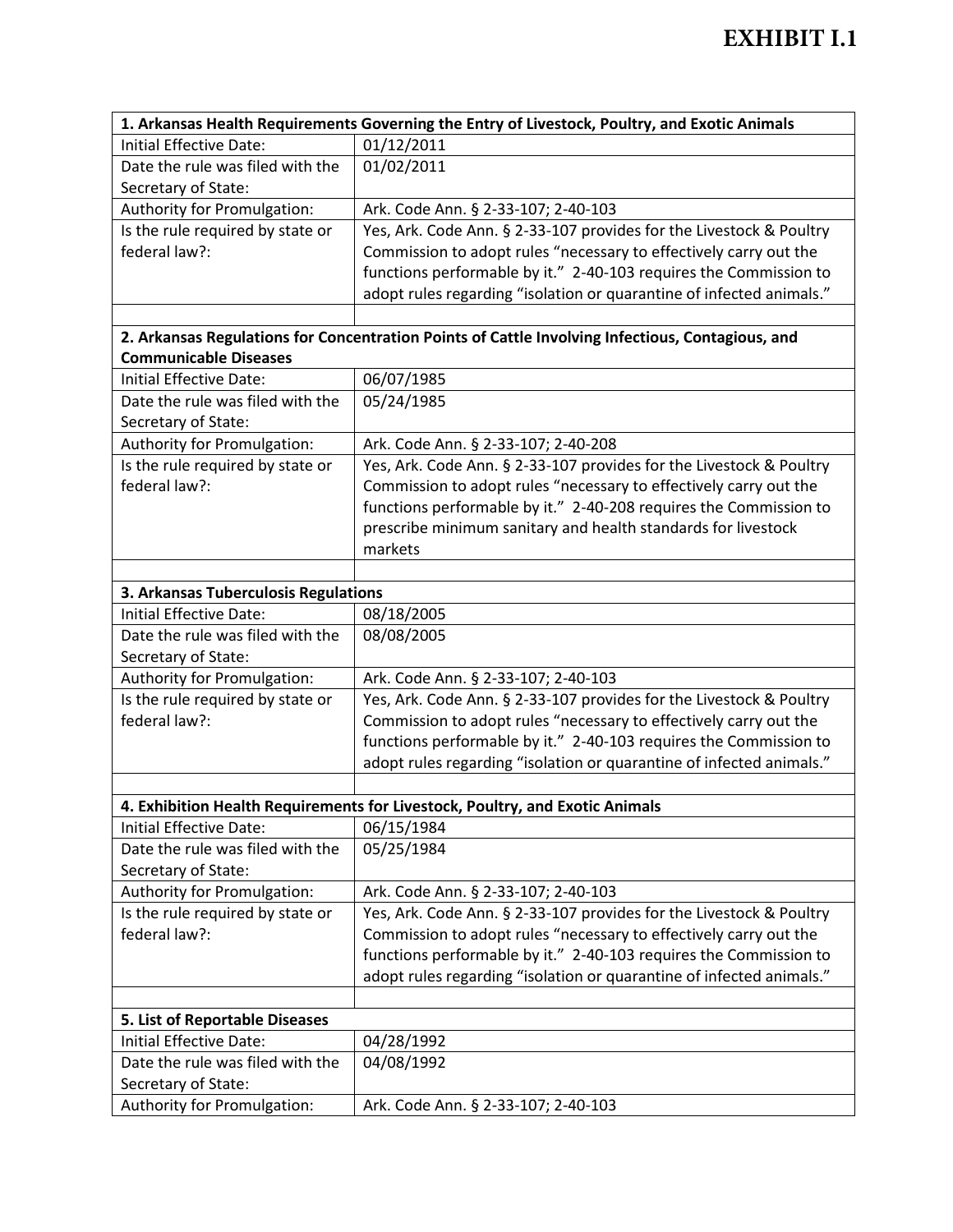# EXHIBIT I.1

| 1. Arkansas Health Requirements Governing the Entry of Livestock, Poultry, and Exotic Animals | |
|---|---|
| Initial Effective Date: | 01/12/2011 |
| Date the rule was filed with the Secretary of State: | 01/02/2011 |
| Authority for Promulgation: | Ark. Code Ann. § 2-33-107; 2-40-103 |
| Is the rule required by state or federal law?: | Yes, Ark. Code Ann. § 2-33-107 provides for the Livestock & Poultry Commission to adopt rules "necessary to effectively carry out the functions performable by it." 2-40-103 requires the Commission to adopt rules regarding "isolation or quarantine of infected animals." |
| | |
| **2. Arkansas Regulations for Concentration Points of Cattle Involving Infectious, Contagious, and Communicable Diseases** | |
| Initial Effective Date: | 06/07/1985 |
| Date the rule was filed with the Secretary of State: | 05/24/1985 |
| Authority for Promulgation: | Ark. Code Ann. § 2-33-107; 2-40-208 |
| Is the rule required by state or federal law?: | Yes, Ark. Code Ann. § 2-33-107 provides for the Livestock & Poultry Commission to adopt rules "necessary to effectively carry out the functions performable by it." 2-40-208 requires the Commission to prescribe minimum sanitary and health standards for livestock markets |
| | |
| **3. Arkansas Tuberculosis Regulations** | |
| Initial Effective Date: | 08/18/2005 |
| Date the rule was filed with the Secretary of State: | 08/08/2005 |
| Authority for Promulgation: | Ark. Code Ann. § 2-33-107; 2-40-103 |
| Is the rule required by state or federal law?: | Yes, Ark. Code Ann. § 2-33-107 provides for the Livestock & Poultry Commission to adopt rules "necessary to effectively carry out the functions performable by it." 2-40-103 requires the Commission to adopt rules regarding "isolation or quarantine of infected animals." |
| | |
| **4. Exhibition Health Requirements for Livestock, Poultry, and Exotic Animals** | |
| Initial Effective Date: | 06/15/1984 |
| Date the rule was filed with the Secretary of State: | 05/25/1984 |
| Authority for Promulgation: | Ark. Code Ann. § 2-33-107; 2-40-103 |
| Is the rule required by state or federal law?: | Yes, Ark. Code Ann. § 2-33-107 provides for the Livestock & Poultry Commission to adopt rules "necessary to effectively carry out the functions performable by it." 2-40-103 requires the Commission to adopt rules regarding "isolation or quarantine of infected animals." |
| | |
| **5. List of Reportable Diseases** | |
| Initial Effective Date: | 04/28/1992 |
| Date the rule was filed with the Secretary of State: | 04/08/1992 |
| Authority for Promulgation: | Ark. Code Ann. § 2-33-107; 2-40-103 |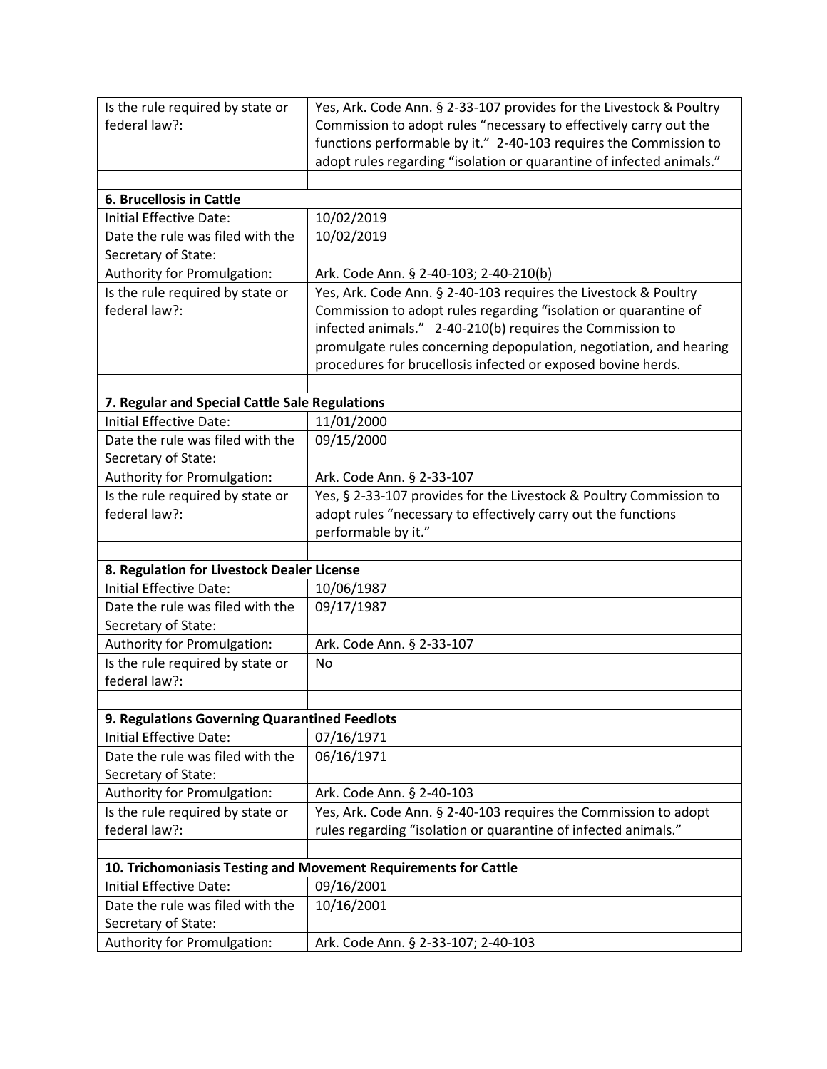| | |
|---|---|
| Is the rule required by state or federal law?: | Yes, Ark. Code Ann. § 2-33-107 provides for the Livestock & Poultry Commission to adopt rules "necessary to effectively carry out the functions performable by it." 2-40-103 requires the Commission to adopt rules regarding "isolation or quarantine of infected animals." |
| | |
| **6. Brucellosis in Cattle** | |
| Initial Effective Date: | 10/02/2019 |
| Date the rule was filed with the Secretary of State: | 10/02/2019 |
| Authority for Promulgation: | Ark. Code Ann. § 2-40-103; 2-40-210(b) |
| Is the rule required by state or federal law?: | Yes, Ark. Code Ann. § 2-40-103 requires the Livestock & Poultry Commission to adopt rules regarding "isolation or quarantine of infected animals." 2-40-210(b) requires the Commission to promulgate rules concerning depopulation, negotiation, and hearing procedures for brucellosis infected or exposed bovine herds. |
| | |
| **7. Regular and Special Cattle Sale Regulations** | |
| Initial Effective Date: | 11/01/2000 |
| Date the rule was filed with the Secretary of State: | 09/15/2000 |
| Authority for Promulgation: | Ark. Code Ann. § 2-33-107 |
| Is the rule required by state or federal law?: | Yes, § 2-33-107 provides for the Livestock & Poultry Commission to adopt rules "necessary to effectively carry out the functions performable by it." |
| | |
| **8. Regulation for Livestock Dealer License** | |
| Initial Effective Date: | 10/06/1987 |
| Date the rule was filed with the Secretary of State: | 09/17/1987 |
| Authority for Promulgation: | Ark. Code Ann. § 2-33-107 |
| Is the rule required by state or federal law?: | No |
| | |
| **9. Regulations Governing Quarantined Feedlots** | |
| Initial Effective Date: | 07/16/1971 |
| Date the rule was filed with the Secretary of State: | 06/16/1971 |
| Authority for Promulgation: | Ark. Code Ann. § 2-40-103 |
| Is the rule required by state or federal law?: | Yes, Ark. Code Ann. § 2-40-103 requires the Commission to adopt rules regarding "isolation or quarantine of infected animals." |
| | |
| **10. Trichomoniasis Testing and Movement Requirements for Cattle** | |
| Initial Effective Date: | 09/16/2001 |
| Date the rule was filed with the Secretary of State: | 10/16/2001 |
| Authority for Promulgation: | Ark. Code Ann. § 2-33-107; 2-40-103 |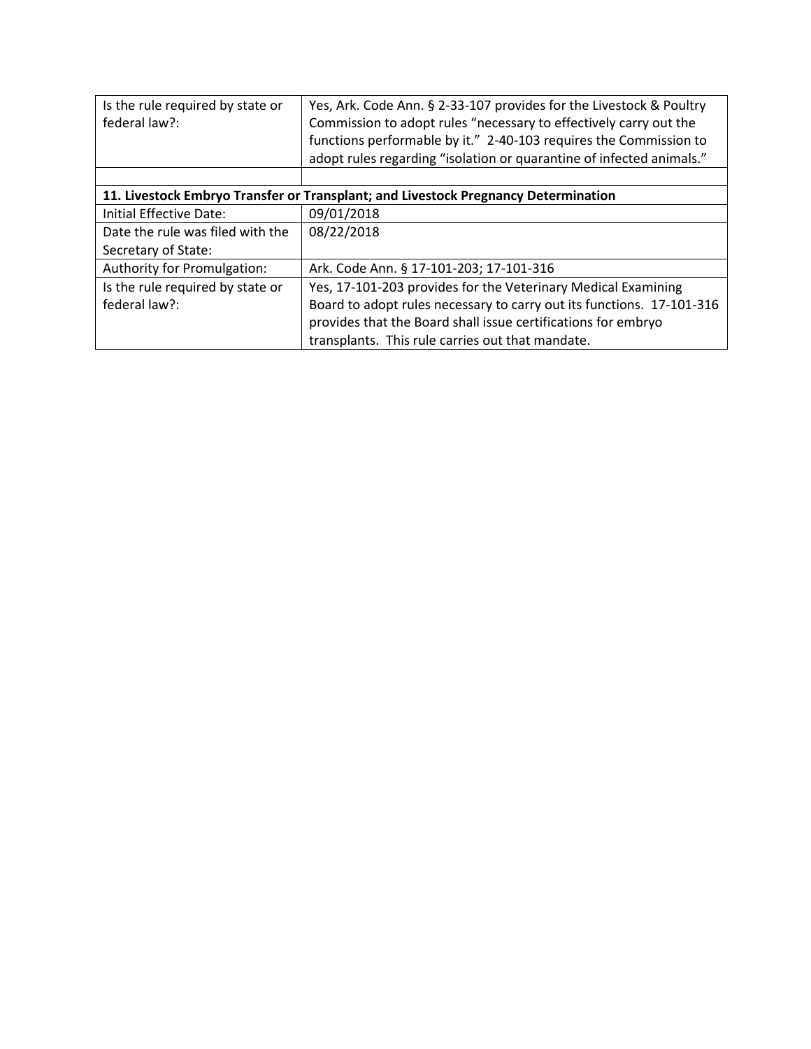| | |
|---|---|
| Is the rule required by state or federal law?: | Yes, Ark. Code Ann. § 2-33-107 provides for the Livestock & Poultry Commission to adopt rules "necessary to effectively carry out the functions performable by it." 2-40-103 requires the Commission to adopt rules regarding "isolation or quarantine of infected animals." |
| | |
| **11. Livestock Embryo Transfer or Transplant; and Livestock Pregnancy Determination** | |
| Initial Effective Date: | 09/01/2018 |
| Date the rule was filed with the Secretary of State: | 08/22/2018 |
| Authority for Promulgation: | Ark. Code Ann. § 17-101-203; 17-101-316 |
| Is the rule required by state or federal law?: | Yes, 17-101-203 provides for the Veterinary Medical Examining Board to adopt rules necessary to carry out its functions. 17-101-316 provides that the Board shall issue certifications for embryo transplants. This rule carries out that mandate. |